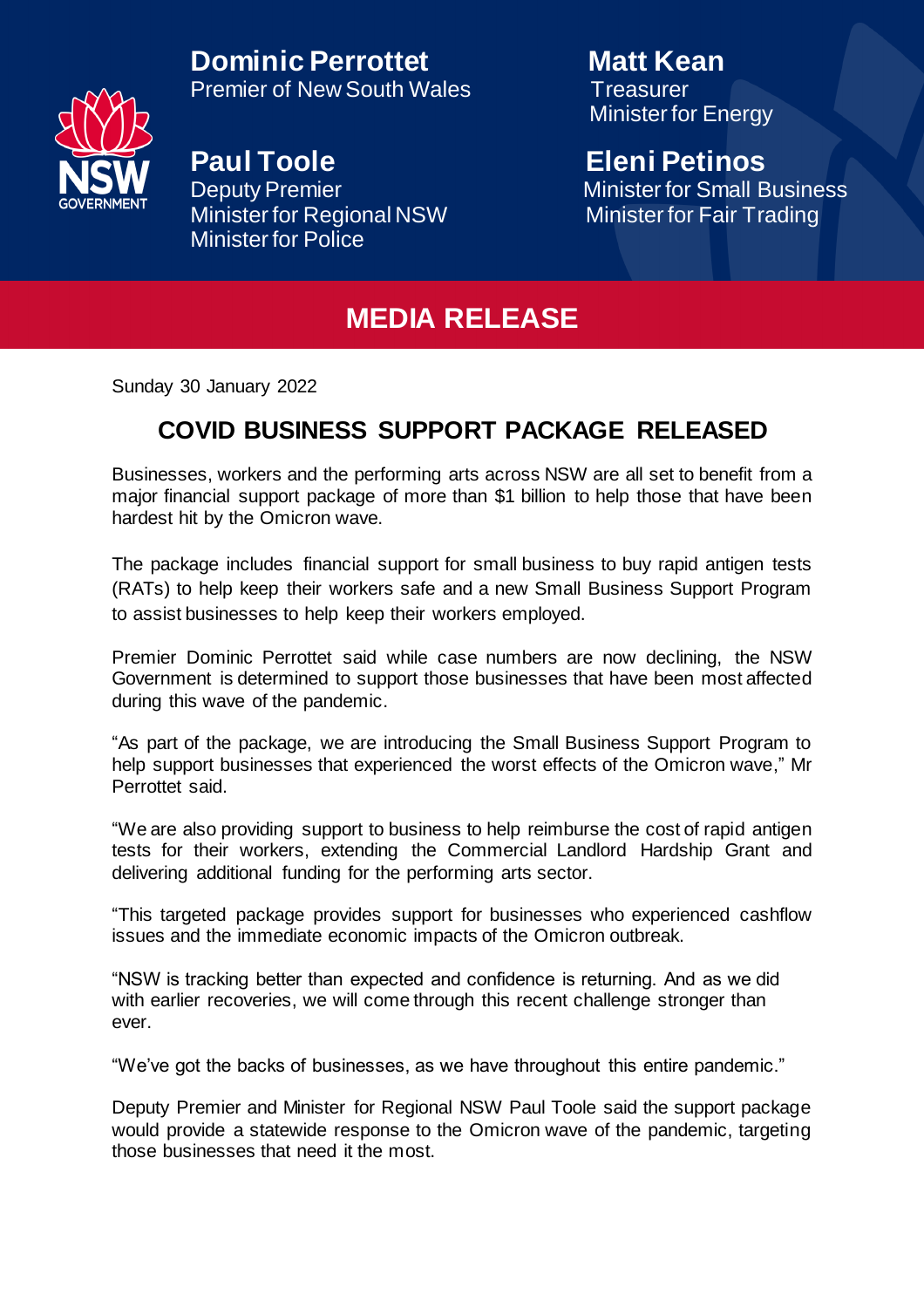**Dominic Perrottet**
Premier of New South Wales

**Matt Kean**
Treasurer
Minister for Energy

**Paul Toole**
Deputy Premier
Minister for Regional NSW
Minister for Police

**Eleni Petinos**
Minister for Small Business
Minister for Fair Trading

## MEDIA RELEASE

Sunday 30 January 2022

# COVID BUSINESS SUPPORT PACKAGE RELEASED

Businesses, workers and the performing arts across NSW are all set to benefit from a major financial support package of more than $1 billion to help those that have been hardest hit by the Omicron wave.

The package includes financial support for small business to buy rapid antigen tests (RATs) to help keep their workers safe and a new Small Business Support Program to assist businesses to help keep their workers employed.

Premier Dominic Perrottet said while case numbers are now declining, the NSW Government is determined to support those businesses that have been most affected during this wave of the pandemic.

"As part of the package, we are introducing the Small Business Support Program to help support businesses that experienced the worst effects of the Omicron wave," Mr Perrottet said.

"We are also providing support to business to help reimburse the cost of rapid antigen tests for their workers, extending the Commercial Landlord Hardship Grant and delivering additional funding for the performing arts sector.

"This targeted package provides support for businesses who experienced cashflow issues and the immediate economic impacts of the Omicron outbreak.

"NSW is tracking better than expected and confidence is returning. And as we did with earlier recoveries, we will come through this recent challenge stronger than ever.

"We've got the backs of businesses, as we have throughout this entire pandemic."

Deputy Premier and Minister for Regional NSW Paul Toole said the support package would provide a statewide response to the Omicron wave of the pandemic, targeting those businesses that need it the most.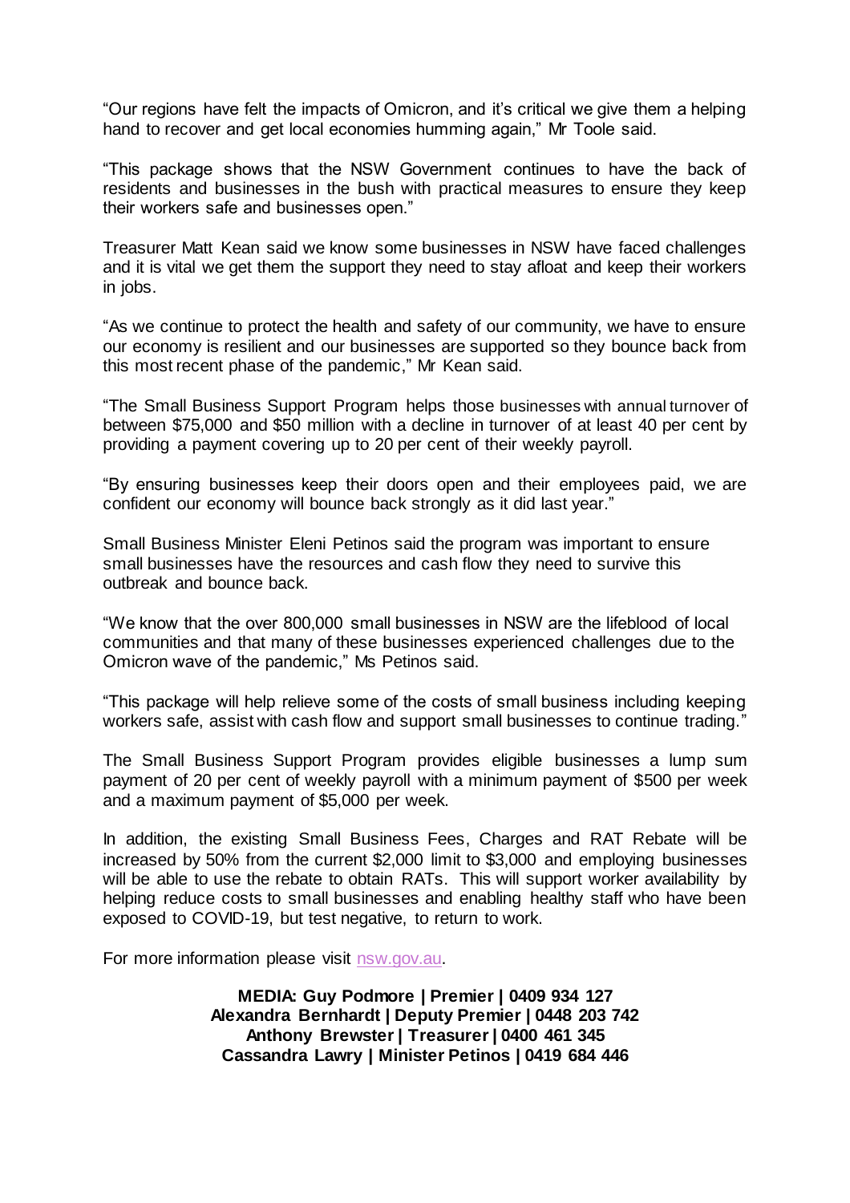"Our regions have felt the impacts of Omicron, and it's critical we give them a helping hand to recover and get local economies humming again," Mr Toole said.

"This package shows that the NSW Government continues to have the back of residents and businesses in the bush with practical measures to ensure they keep their workers safe and businesses open."

Treasurer Matt Kean said we know some businesses in NSW have faced challenges and it is vital we get them the support they need to stay afloat and keep their workers in jobs.

"As we continue to protect the health and safety of our community, we have to ensure our economy is resilient and our businesses are supported so they bounce back from this most recent phase of the pandemic," Mr Kean said.

"The Small Business Support Program helps those businesses with annual turnover of between $75,000 and $50 million with a decline in turnover of at least 40 per cent by providing a payment covering up to 20 per cent of their weekly payroll.

"By ensuring businesses keep their doors open and their employees paid, we are confident our economy will bounce back strongly as it did last year."

Small Business Minister Eleni Petinos said the program was important to ensure small businesses have the resources and cash flow they need to survive this outbreak and bounce back.

"We know that the over 800,000 small businesses in NSW are the lifeblood of local communities and that many of these businesses experienced challenges due to the Omicron wave of the pandemic," Ms Petinos said.

"This package will help relieve some of the costs of small business including keeping workers safe, assist with cash flow and support small businesses to continue trading."

The Small Business Support Program provides eligible businesses a lump sum payment of 20 per cent of weekly payroll with a minimum payment of $500 per week and a maximum payment of $5,000 per week.

In addition, the existing Small Business Fees, Charges and RAT Rebate will be increased by 50% from the current $2,000 limit to $3,000 and employing businesses will be able to use the rebate to obtain RATs. This will support worker availability by helping reduce costs to small businesses and enabling healthy staff who have been exposed to COVID-19, but test negative, to return to work.

For more information please visit nsw.gov.au.

**MEDIA: Guy Podmore | Premier | 0409 934 127**
**Alexandra Bernhardt | Deputy Premier | 0448 203 742**
**Anthony Brewster | Treasurer | 0400 461 345**
**Cassandra Lawry | Minister Petinos | 0419 684 446**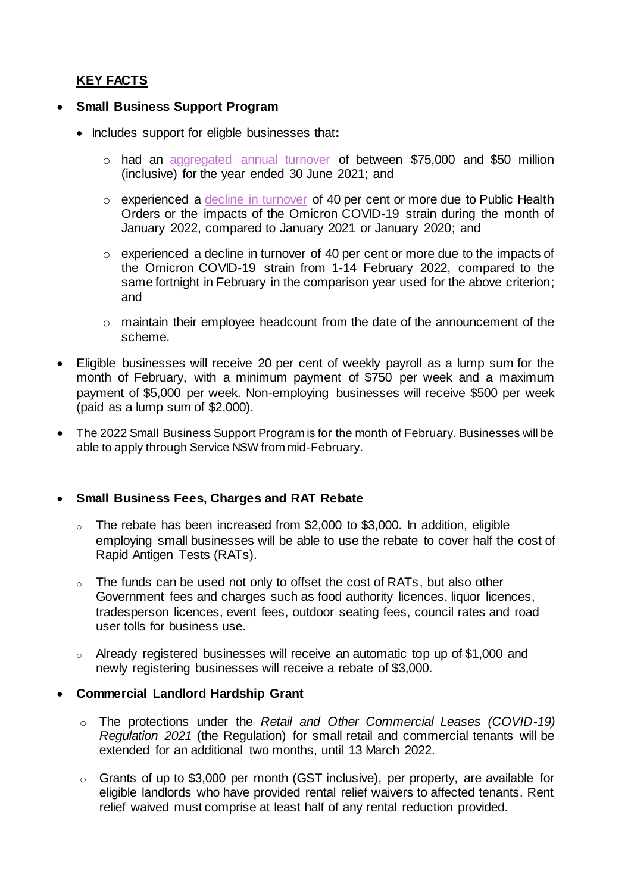## **KEY FACTS**

- **Small Business Support Program**
  - Includes support for eligble businesses that**:**
    - had an aggregated annual turnover of between $75,000 and $50 million (inclusive) for the year ended 30 June 2021; and
    - experienced a decline in turnover of 40 per cent or more due to Public Health Orders or the impacts of the Omicron COVID-19 strain during the month of January 2022, compared to January 2021 or January 2020; and
    - experienced a decline in turnover of 40 per cent or more due to the impacts of the Omicron COVID-19 strain from 1-14 February 2022, compared to the same fortnight in February in the comparison year used for the above criterion; and
    - maintain their employee headcount from the date of the announcement of the scheme.
- Eligible businesses will receive 20 per cent of weekly payroll as a lump sum for the month of February, with a minimum payment of $750 per week and a maximum payment of $5,000 per week. Non-employing businesses will receive $500 per week (paid as a lump sum of $2,000).
- The 2022 Small Business Support Program is for the month of February. Businesses will be able to apply through Service NSW from mid-February.

- **Small Business Fees, Charges and RAT Rebate**
  - The rebate has been increased from $2,000 to $3,000. In addition, eligible employing small businesses will be able to use the rebate to cover half the cost of Rapid Antigen Tests (RATs).
  - The funds can be used not only to offset the cost of RATs, but also other Government fees and charges such as food authority licences, liquor licences, tradesperson licences, event fees, outdoor seating fees, council rates and road user tolls for business use.
  - Already registered businesses will receive an automatic top up of $1,000 and newly registering businesses will receive a rebate of $3,000.
- **Commercial Landlord Hardship Grant**
  - The protections under the *Retail and Other Commercial Leases (COVID-19) Regulation 2021* (the Regulation) for small retail and commercial tenants will be extended for an additional two months, until 13 March 2022.
  - Grants of up to $3,000 per month (GST inclusive), per property, are available for eligible landlords who have provided rental relief waivers to affected tenants. Rent relief waived must comprise at least half of any rental reduction provided.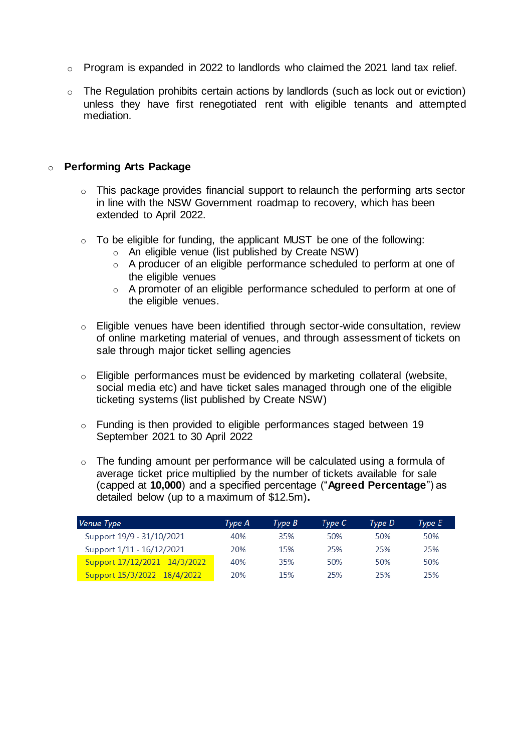- Program is expanded in 2022 to landlords who claimed the 2021 land tax relief.
- The Regulation prohibits certain actions by landlords (such as lock out or eviction) unless they have first renegotiated rent with eligible tenants and attempted mediation.

- **Performing Arts Package**
  - This package provides financial support to relaunch the performing arts sector in line with the NSW Government roadmap to recovery, which has been extended to April 2022.
  - To be eligible for funding, the applicant MUST be one of the following:
    - An eligible venue (list published by Create NSW)
    - A producer of an eligible performance scheduled to perform at one of the eligible venues
    - A promoter of an eligible performance scheduled to perform at one of the eligible venues.
  - Eligible venues have been identified through sector-wide consultation, review of online marketing material of venues, and through assessment of tickets on sale through major ticket selling agencies
  - Eligible performances must be evidenced by marketing collateral (website, social media etc) and have ticket sales managed through one of the eligible ticketing systems (list published by Create NSW)
  - Funding is then provided to eligible performances staged between 19 September 2021 to 30 April 2022
  - The funding amount per performance will be calculated using a formula of average ticket price multiplied by the number of tickets available for sale (capped at **10,000**) and a specified percentage ("**Agreed Percentage**") as detailed below (up to a maximum of $12.5m)**.**

| *Venue Type* | *Type A* | *Type B* | *Type C* | *Type D* | *Type E* |
|---|---|---|---|---|---|
| Support 19/9 - 31/10/2021 | 40% | 35% | 50% | 50% | 50% |
| Support 1/11 - 16/12/2021 | 20% | 15% | 25% | 25% | 25% |
| Support 17/12/2021 - 14/3/2022 | 40% | 35% | 50% | 50% | 50% |
| Support 15/3/2022 - 18/4/2022 | 20% | 15% | 25% | 25% | 25% |